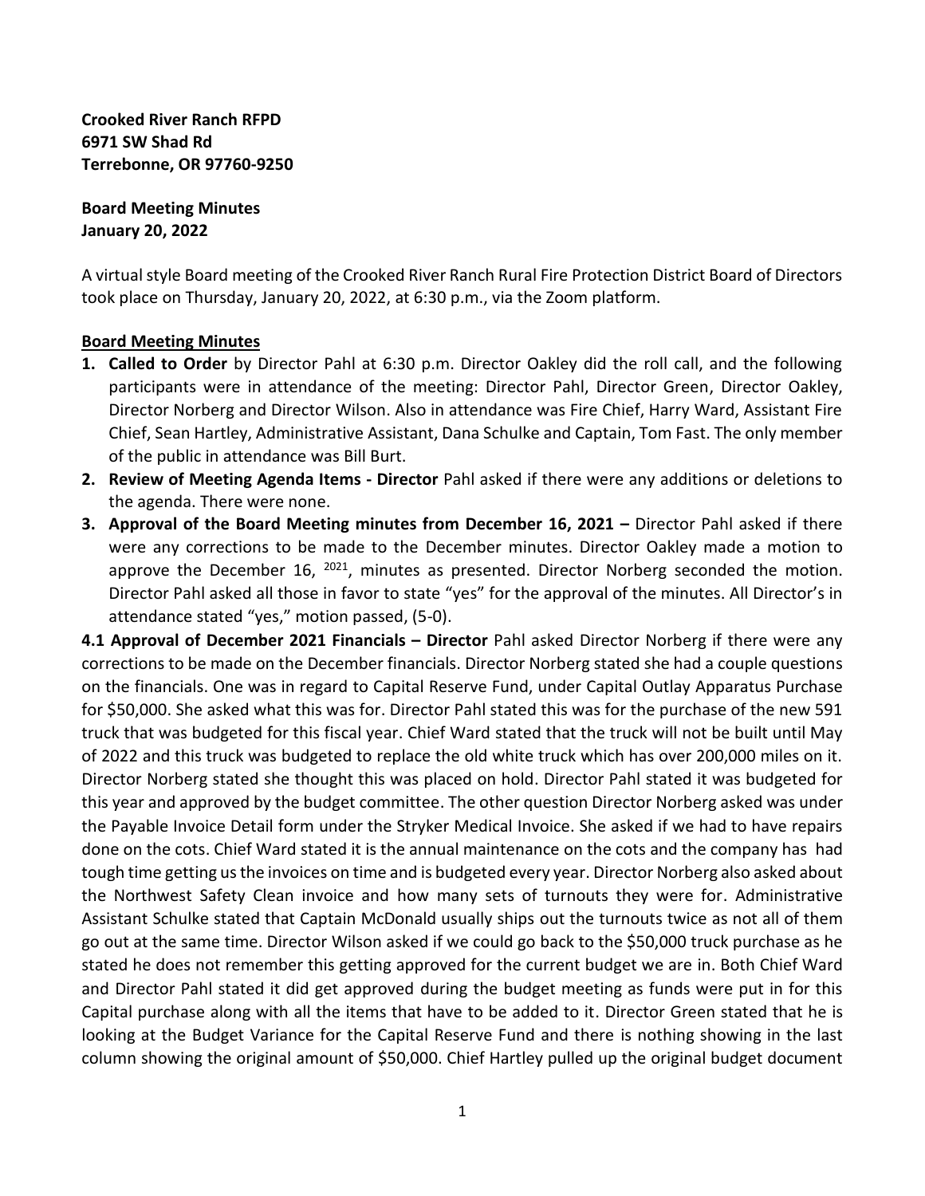**Crooked River Ranch RFPD**
**6971 SW Shad Rd**
**Terrebonne, OR 97760-9250**

**Board Meeting Minutes**
**January 20, 2022**

A virtual style Board meeting of the Crooked River Ranch Rural Fire Protection District Board of Directors took place on Thursday, January 20, 2022, at 6:30 p.m., via the Zoom platform.

**Board Meeting Minutes**

1. **Called to Order** by Director Pahl at 6:30 p.m. Director Oakley did the roll call, and the following participants were in attendance of the meeting: Director Pahl, Director Green, Director Oakley, Director Norberg and Director Wilson. Also in attendance was Fire Chief, Harry Ward, Assistant Fire Chief, Sean Hartley, Administrative Assistant, Dana Schulke and Captain, Tom Fast. The only member of the public in attendance was Bill Burt.
2. **Review of Meeting Agenda Items - Director** Pahl asked if there were any additions or deletions to the agenda. There were none.
3. **Approval of the Board Meeting minutes from December 16, 2021 –** Director Pahl asked if there were any corrections to be made to the December minutes. Director Oakley made a motion to approve the December 16, 2021, minutes as presented. Director Norberg seconded the motion. Director Pahl asked all those in favor to state "yes" for the approval of the minutes. All Director's in attendance stated "yes," motion passed, (5-0).

**4.1 Approval of December 2021 Financials – Director** Pahl asked Director Norberg if there were any corrections to be made on the December financials. Director Norberg stated she had a couple questions on the financials. One was in regard to Capital Reserve Fund, under Capital Outlay Apparatus Purchase for $50,000. She asked what this was for. Director Pahl stated this was for the purchase of the new 591 truck that was budgeted for this fiscal year. Chief Ward stated that the truck will not be built until May of 2022 and this truck was budgeted to replace the old white truck which has over 200,000 miles on it. Director Norberg stated she thought this was placed on hold. Director Pahl stated it was budgeted for this year and approved by the budget committee. The other question Director Norberg asked was under the Payable Invoice Detail form under the Stryker Medical Invoice. She asked if we had to have repairs done on the cots. Chief Ward stated it is the annual maintenance on the cots and the company has had tough time getting us the invoices on time and is budgeted every year. Director Norberg also asked about the Northwest Safety Clean invoice and how many sets of turnouts they were for. Administrative Assistant Schulke stated that Captain McDonald usually ships out the turnouts twice as not all of them go out at the same time. Director Wilson asked if we could go back to the $50,000 truck purchase as he stated he does not remember this getting approved for the current budget we are in. Both Chief Ward and Director Pahl stated it did get approved during the budget meeting as funds were put in for this Capital purchase along with all the items that have to be added to it. Director Green stated that he is looking at the Budget Variance for the Capital Reserve Fund and there is nothing showing in the last column showing the original amount of $50,000. Chief Hartley pulled up the original budget document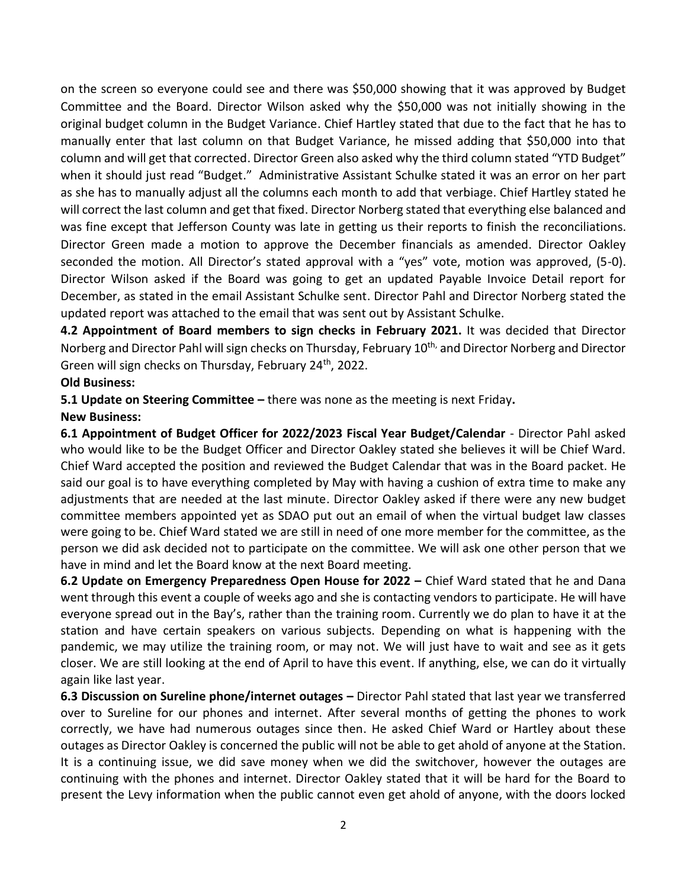on the screen so everyone could see and there was $50,000 showing that it was approved by Budget Committee and the Board. Director Wilson asked why the $50,000 was not initially showing in the original budget column in the Budget Variance. Chief Hartley stated that due to the fact that he has to manually enter that last column on that Budget Variance, he missed adding that $50,000 into that column and will get that corrected. Director Green also asked why the third column stated "YTD Budget" when it should just read "Budget." Administrative Assistant Schulke stated it was an error on her part as she has to manually adjust all the columns each month to add that verbiage. Chief Hartley stated he will correct the last column and get that fixed. Director Norberg stated that everything else balanced and was fine except that Jefferson County was late in getting us their reports to finish the reconciliations. Director Green made a motion to approve the December financials as amended. Director Oakley seconded the motion. All Director's stated approval with a "yes" vote, motion was approved, (5-0). Director Wilson asked if the Board was going to get an updated Payable Invoice Detail report for December, as stated in the email Assistant Schulke sent. Director Pahl and Director Norberg stated the updated report was attached to the email that was sent out by Assistant Schulke.

**4.2 Appointment of Board members to sign checks in February 2021.** It was decided that Director Norberg and Director Pahl will sign checks on Thursday, February 10th, and Director Norberg and Director Green will sign checks on Thursday, February 24th, 2022.

**Old Business:**

**5.1 Update on Steering Committee –** there was none as the meeting is next Friday**.**

**New Business:**

**6.1 Appointment of Budget Officer for 2022/2023 Fiscal Year Budget/Calendar** - Director Pahl asked who would like to be the Budget Officer and Director Oakley stated she believes it will be Chief Ward. Chief Ward accepted the position and reviewed the Budget Calendar that was in the Board packet. He said our goal is to have everything completed by May with having a cushion of extra time to make any adjustments that are needed at the last minute. Director Oakley asked if there were any new budget committee members appointed yet as SDAO put out an email of when the virtual budget law classes were going to be. Chief Ward stated we are still in need of one more member for the committee, as the person we did ask decided not to participate on the committee. We will ask one other person that we have in mind and let the Board know at the next Board meeting.

**6.2 Update on Emergency Preparedness Open House for 2022 –** Chief Ward stated that he and Dana went through this event a couple of weeks ago and she is contacting vendors to participate. He will have everyone spread out in the Bay's, rather than the training room. Currently we do plan to have it at the station and have certain speakers on various subjects. Depending on what is happening with the pandemic, we may utilize the training room, or may not. We will just have to wait and see as it gets closer. We are still looking at the end of April to have this event. If anything, else, we can do it virtually again like last year.

**6.3 Discussion on Sureline phone/internet outages –** Director Pahl stated that last year we transferred over to Sureline for our phones and internet. After several months of getting the phones to work correctly, we have had numerous outages since then. He asked Chief Ward or Hartley about these outages as Director Oakley is concerned the public will not be able to get ahold of anyone at the Station. It is a continuing issue, we did save money when we did the switchover, however the outages are continuing with the phones and internet. Director Oakley stated that it will be hard for the Board to present the Levy information when the public cannot even get ahold of anyone, with the doors locked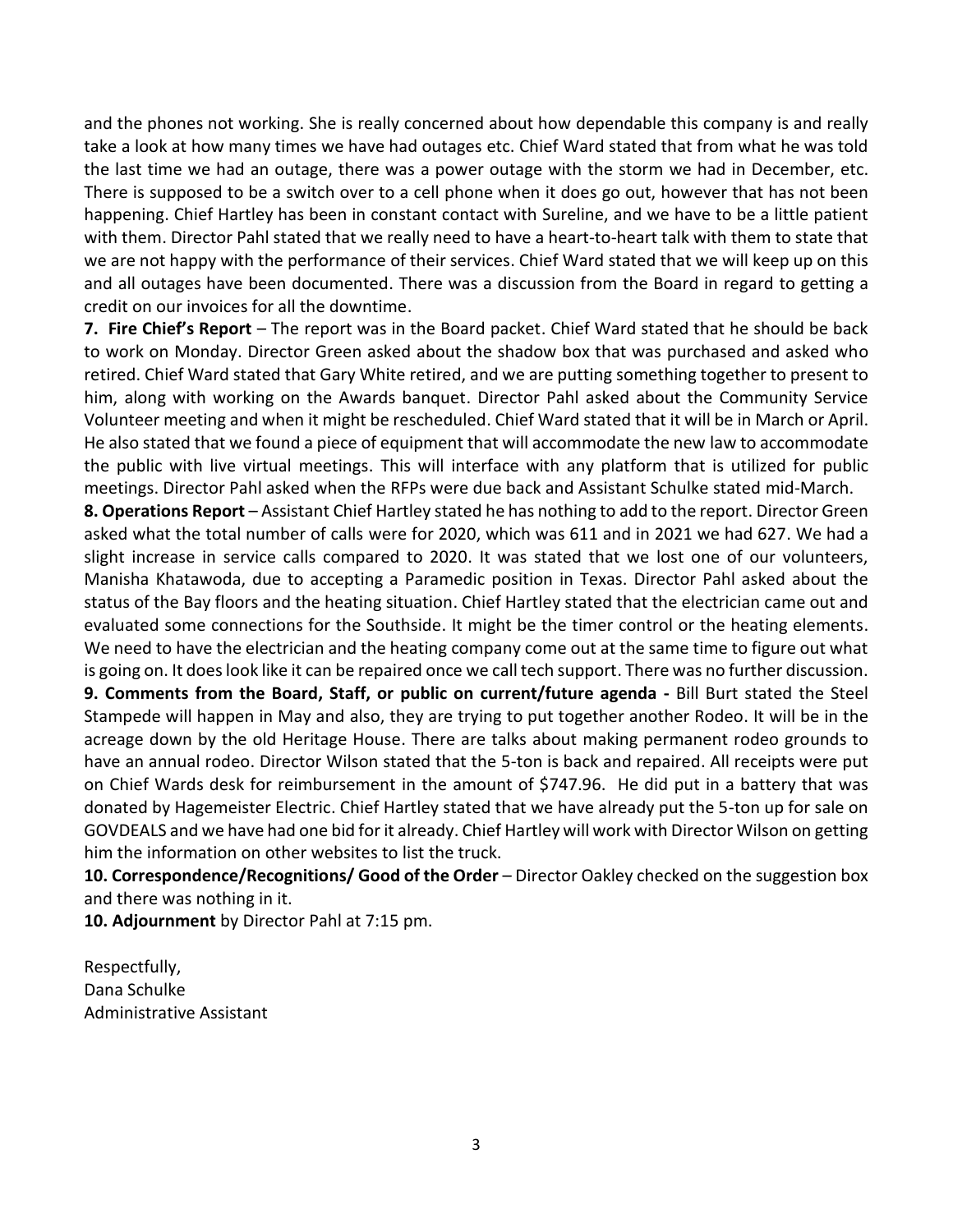and the phones not working. She is really concerned about how dependable this company is and really take a look at how many times we have had outages etc. Chief Ward stated that from what he was told the last time we had an outage, there was a power outage with the storm we had in December, etc. There is supposed to be a switch over to a cell phone when it does go out, however that has not been happening. Chief Hartley has been in constant contact with Sureline, and we have to be a little patient with them. Director Pahl stated that we really need to have a heart-to-heart talk with them to state that we are not happy with the performance of their services. Chief Ward stated that we will keep up on this and all outages have been documented. There was a discussion from the Board in regard to getting a credit on our invoices for all the downtime.

**7. Fire Chief's Report** – The report was in the Board packet. Chief Ward stated that he should be back to work on Monday. Director Green asked about the shadow box that was purchased and asked who retired. Chief Ward stated that Gary White retired, and we are putting something together to present to him, along with working on the Awards banquet. Director Pahl asked about the Community Service Volunteer meeting and when it might be rescheduled. Chief Ward stated that it will be in March or April. He also stated that we found a piece of equipment that will accommodate the new law to accommodate the public with live virtual meetings. This will interface with any platform that is utilized for public meetings. Director Pahl asked when the RFPs were due back and Assistant Schulke stated mid-March.

**8. Operations Report** – Assistant Chief Hartley stated he has nothing to add to the report. Director Green asked what the total number of calls were for 2020, which was 611 and in 2021 we had 627. We had a slight increase in service calls compared to 2020. It was stated that we lost one of our volunteers, Manisha Khatawoda, due to accepting a Paramedic position in Texas. Director Pahl asked about the status of the Bay floors and the heating situation. Chief Hartley stated that the electrician came out and evaluated some connections for the Southside. It might be the timer control or the heating elements. We need to have the electrician and the heating company come out at the same time to figure out what is going on. It does look like it can be repaired once we call tech support. There was no further discussion.

**9. Comments from the Board, Staff, or public on current/future agenda -** Bill Burt stated the Steel Stampede will happen in May and also, they are trying to put together another Rodeo. It will be in the acreage down by the old Heritage House. There are talks about making permanent rodeo grounds to have an annual rodeo. Director Wilson stated that the 5-ton is back and repaired. All receipts were put on Chief Wards desk for reimbursement in the amount of $747.96. He did put in a battery that was donated by Hagemeister Electric. Chief Hartley stated that we have already put the 5-ton up for sale on GOVDEALS and we have had one bid for it already. Chief Hartley will work with Director Wilson on getting him the information on other websites to list the truck.

**10. Correspondence/Recognitions/ Good of the Order** – Director Oakley checked on the suggestion box and there was nothing in it.

**10. Adjournment** by Director Pahl at 7:15 pm.

Respectfully,
Dana Schulke
Administrative Assistant